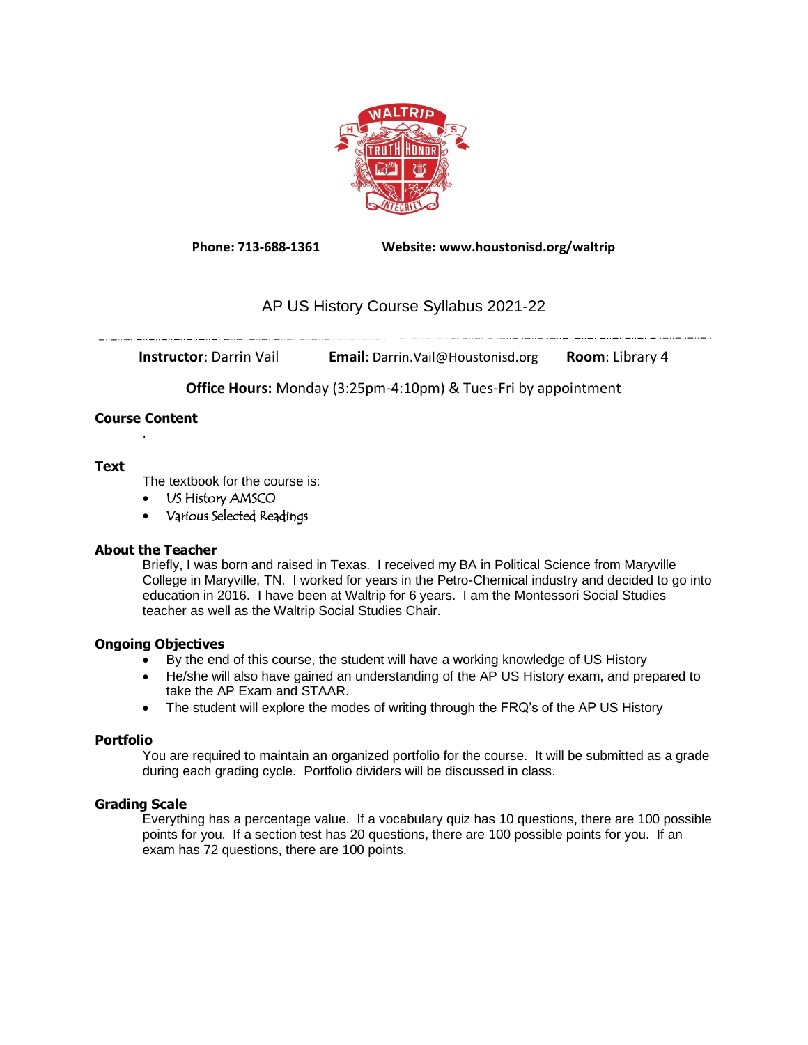**Phone: 713-688-1361** **Website: www.houstonisd.org/waltrip**

# AP US History Course Syllabus 2021-22

**Instructor**: Darrin Vail **Email**: Darrin.Vail@Houstonisd.org **Room**: Library 4

**Office Hours:** Monday (3:25pm-4:10pm) & Tues-Fri by appointment

## Course Content

.

## Text

The textbook for the course is:

- US History AMSCO
- Various Selected Readings

## About the Teacher

Briefly, I was born and raised in Texas. I received my BA in Political Science from Maryville College in Maryville, TN. I worked for years in the Petro-Chemical industry and decided to go into education in 2016. I have been at Waltrip for 6 years. I am the Montessori Social Studies teacher as well as the Waltrip Social Studies Chair.

## Ongoing Objectives

- By the end of this course, the student will have a working knowledge of US History
- He/she will also have gained an understanding of the AP US History exam, and prepared to take the AP Exam and STAAR.
- The student will explore the modes of writing through the FRQ's of the AP US History

## Portfolio

You are required to maintain an organized portfolio for the course. It will be submitted as a grade during each grading cycle. Portfolio dividers will be discussed in class.

## Grading Scale

Everything has a percentage value. If a vocabulary quiz has 10 questions, there are 100 possible points for you. If a section test has 20 questions, there are 100 possible points for you. If an exam has 72 questions, there are 100 points.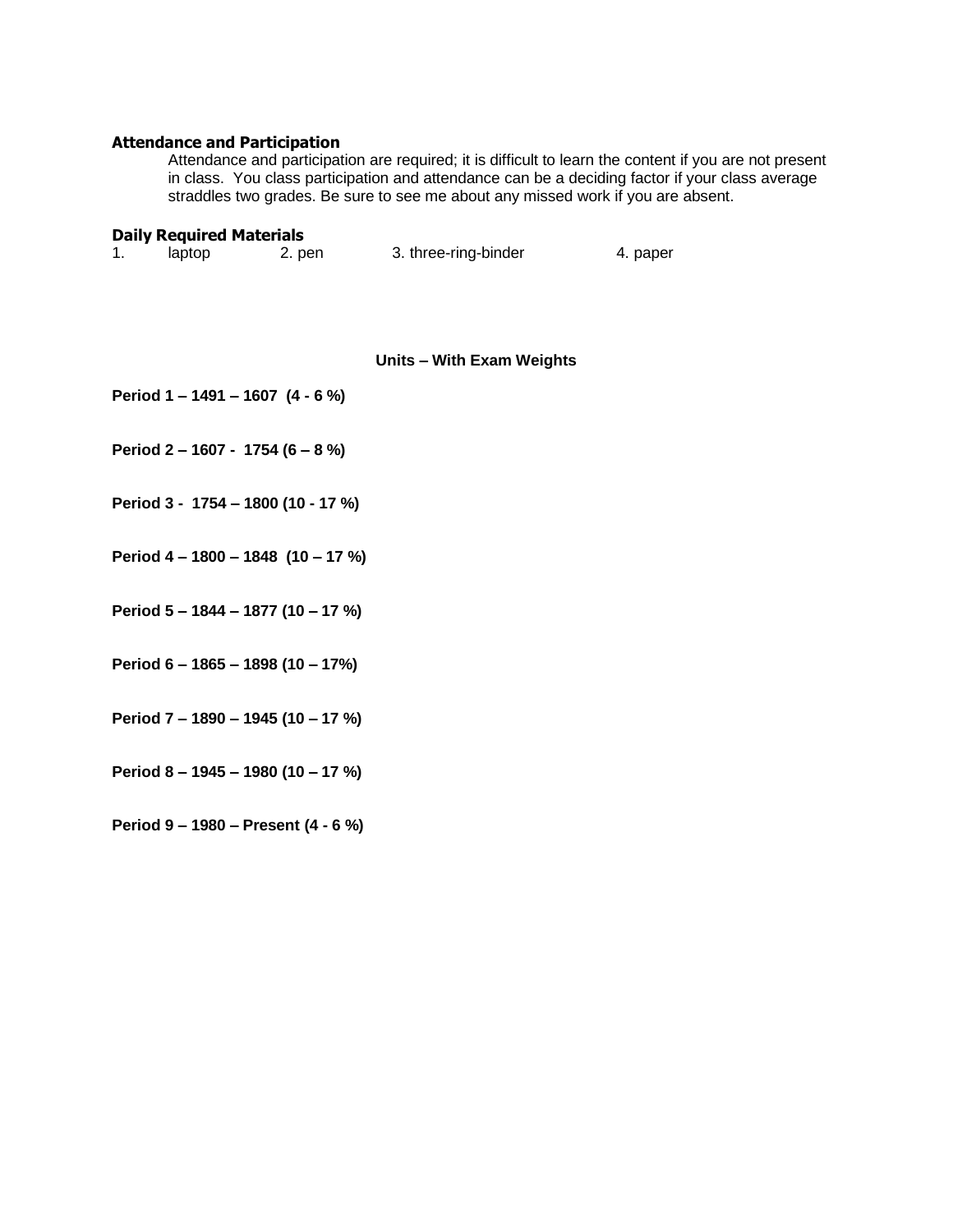### Attendance and Participation

Attendance and participation are required; it is difficult to learn the content if you are not present in class. You class participation and attendance can be a deciding factor if your class average straddles two grades. Be sure to see me about any missed work if you are absent.

### Daily Required Materials

1. laptop 2. pen 3. three-ring-binder 4. paper

## Units – With Exam Weights

**Period 1 – 1491 – 1607 (4 - 6 %)**

**Period 2 – 1607 - 1754 (6 – 8 %)**

**Period 3 - 1754 – 1800 (10 - 17 %)**

**Period 4 – 1800 – 1848 (10 – 17 %)**

**Period 5 – 1844 – 1877 (10 – 17 %)**

**Period 6 – 1865 – 1898 (10 – 17%)**

**Period 7 – 1890 – 1945 (10 – 17 %)**

**Period 8 – 1945 – 1980 (10 – 17 %)**

**Period 9 – 1980 – Present (4 - 6 %)**